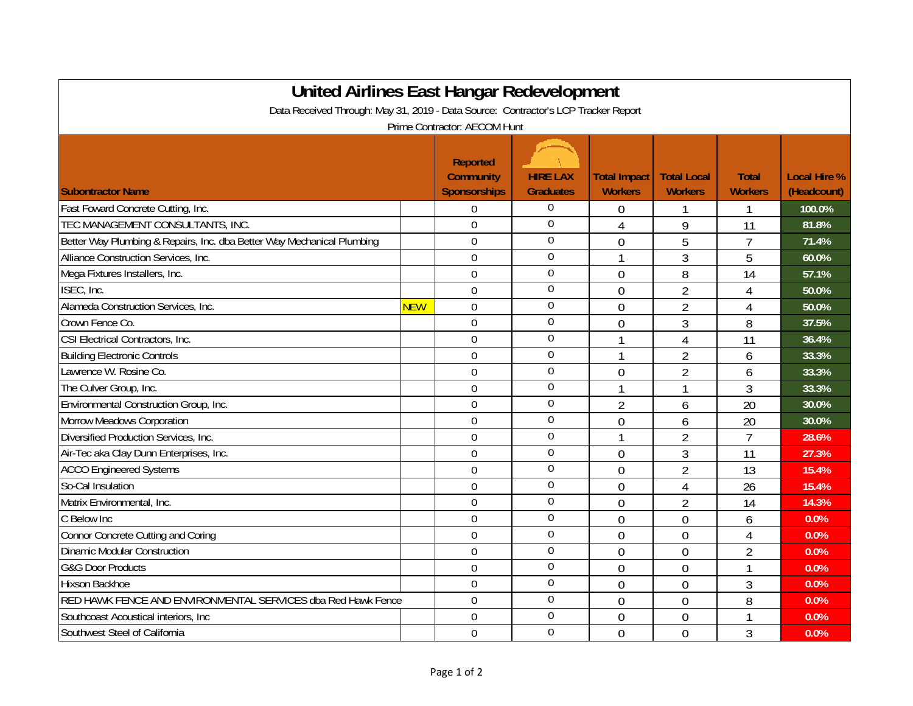# United Airlines East Hangar Redevelopment

Data Received Through: May 31, 2019 - Data Source: Contractor's LCP Tracker Report

Prime Contractor: AECOM Hunt

| Subcontractor Name | | Reported Community Sponsorships | HIRE LAX Graduates | Total Impact Workers | Total Local Workers | Total Workers | Local Hire % (Headcount) |
|---|---|---|---|---|---|---|---|
| Fast Foward Concrete Cutting, Inc. | | 0 | 0 | 0 | 1 | 1 | 100.0% |
| TEC MANAGEMENT CONSULTANTS, INC. | | 0 | 0 | 4 | 9 | 11 | 81.8% |
| Better Way Plumbing & Repairs, Inc. dba Better Way Mechanical Plumbing | | 0 | 0 | 0 | 5 | 7 | 71.4% |
| Alliance Construction Services, Inc. | | 0 | 0 | 1 | 3 | 5 | 60.0% |
| Mega Fixtures Installers, Inc. | | 0 | 0 | 0 | 8 | 14 | 57.1% |
| ISEC, Inc. | | 0 | 0 | 0 | 2 | 4 | 50.0% |
| Alameda Construction Services, Inc. | NEW | 0 | 0 | 0 | 2 | 4 | 50.0% |
| Crown Fence Co. | | 0 | 0 | 0 | 3 | 8 | 37.5% |
| CSI Electrical Contractors, Inc. | | 0 | 0 | 1 | 4 | 11 | 36.4% |
| Building Electronic Controls | | 0 | 0 | 1 | 2 | 6 | 33.3% |
| Lawrence W. Rosine Co. | | 0 | 0 | 0 | 2 | 6 | 33.3% |
| The Culver Group, Inc. | | 0 | 0 | 1 | 1 | 3 | 33.3% |
| Environmental Construction Group, Inc. | | 0 | 0 | 2 | 6 | 20 | 30.0% |
| Morrow Meadows Corporation | | 0 | 0 | 0 | 6 | 20 | 30.0% |
| Diversified Production Services, Inc. | | 0 | 0 | 1 | 2 | 7 | 28.6% |
| Air-Tec aka Clay Dunn Enterprises, Inc. | | 0 | 0 | 0 | 3 | 11 | 27.3% |
| ACCO Engineered Systems | | 0 | 0 | 0 | 2 | 13 | 15.4% |
| So-Cal Insulation | | 0 | 0 | 0 | 4 | 26 | 15.4% |
| Matrix Environmental, Inc. | | 0 | 0 | 0 | 2 | 14 | 14.3% |
| C Below Inc | | 0 | 0 | 0 | 0 | 6 | 0.0% |
| Connor Concrete Cutting and Coring | | 0 | 0 | 0 | 0 | 4 | 0.0% |
| Dinamic Modular Construction | | 0 | 0 | 0 | 0 | 2 | 0.0% |
| G&G Door Products | | 0 | 0 | 0 | 0 | 1 | 0.0% |
| Hixson Backhoe | | 0 | 0 | 0 | 0 | 3 | 0.0% |
| RED HAWK FENCE AND ENVIRONMENTAL SERVICES dba Red Hawk Fence | | 0 | 0 | 0 | 0 | 8 | 0.0% |
| Southcoast Acoustical interiors, Inc | | 0 | 0 | 0 | 0 | 1 | 0.0% |
| Southwest Steel of California | | 0 | 0 | 0 | 0 | 3 | 0.0% |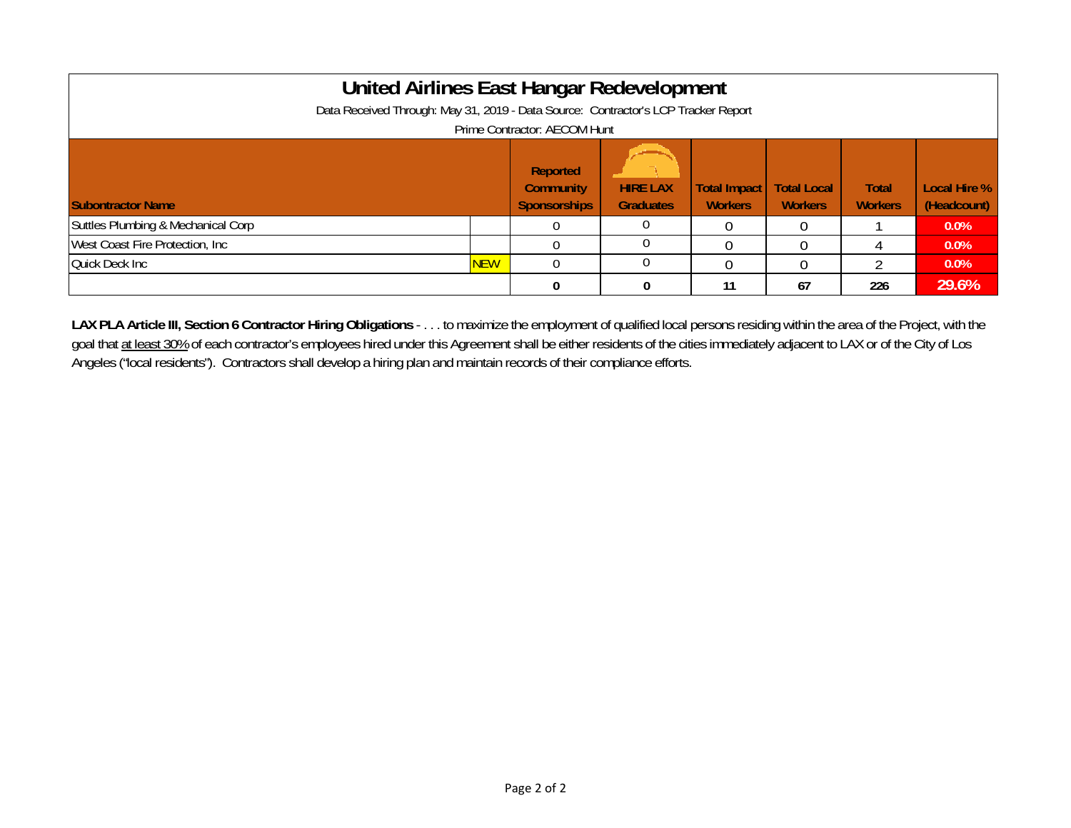# United Airlines East Hangar Redevelopment

Data Received Through: May 31, 2019 - Data Source: Contractor's LCP Tracker Report

Prime Contractor: AECOM Hunt

| Subontractor Name | | Reported Community Sponsorships | HIRE LAX Graduates | Total Impact Workers | Total Local Workers | Total Workers | Local Hire % (Headcount) |
|---|---|---|---|---|---|---|---|
| Suttles Plumbing & Mechanical Corp | | 0 | 0 | 0 | 0 | 1 | 0.0% |
| West Coast Fire Protection, Inc | | 0 | 0 | 0 | 0 | 4 | 0.0% |
| Quick Deck Inc | NEW | 0 | 0 | 0 | 0 | 2 | 0.0% |
| | | 0 | 0 | 11 | 67 | 226 | 29.6% |

**LAX PLA Article III, Section 6 Contractor Hiring Obligations** - . . . to maximize the employment of qualified local persons residing within the area of the Project, with the goal that at least 30% of each contractor's employees hired under this Agreement shall be either residents of the cities immediately adjacent to LAX or of the City of Los Angeles ("local residents"). Contractors shall develop a hiring plan and maintain records of their compliance efforts.